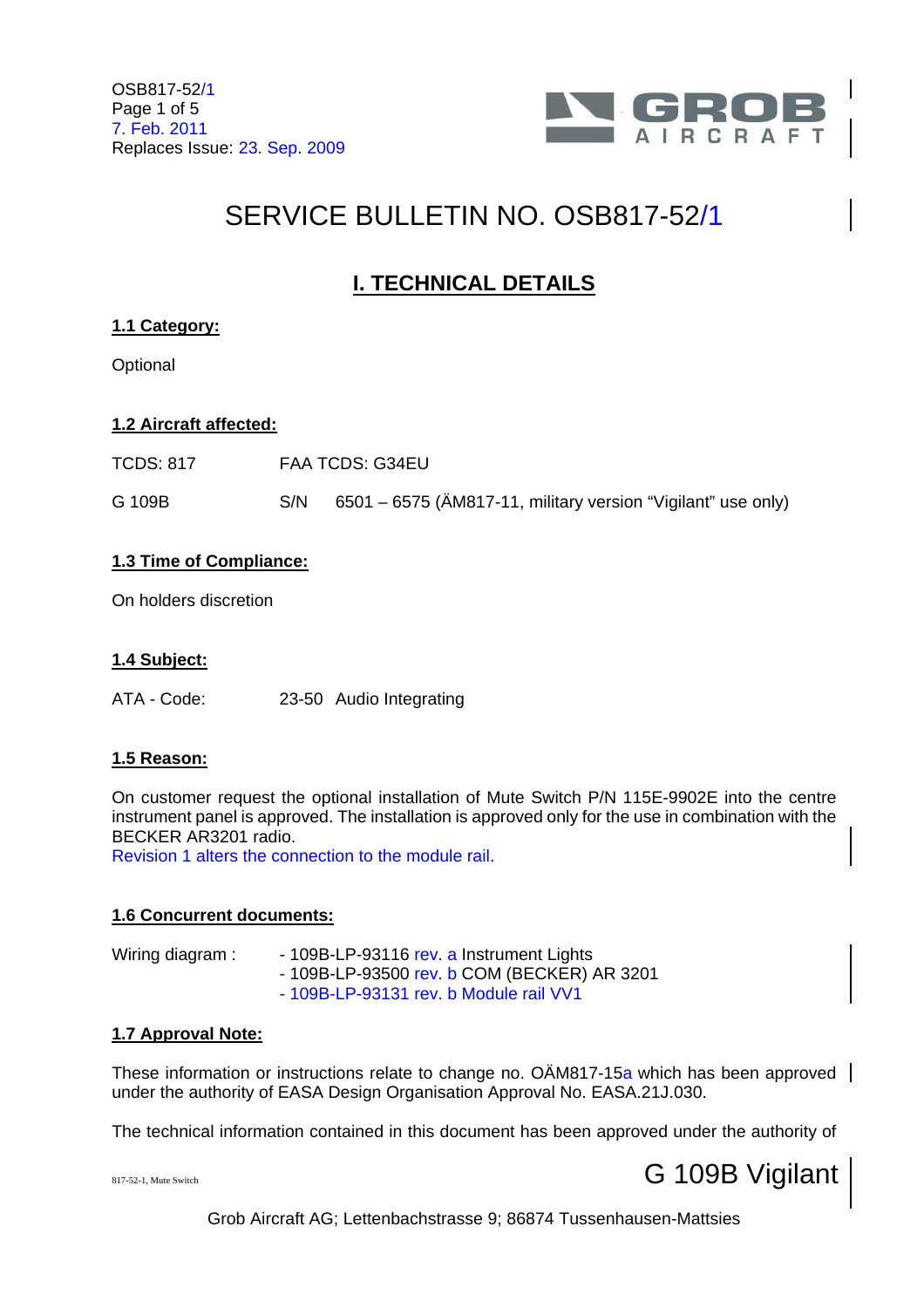OSB817-52/1
Page 1 of 5
7. Feb. 2011
Replaces Issue: 23. Sep. 2009

# SERVICE BULLETIN NO. OSB817-52/1

## I. TECHNICAL DETAILS

### 1.1 Category:

Optional

### 1.2 Aircraft affected:

TCDS: 817 FAA TCDS: G34EU

G 109B S/N 6501 – 6575 (ÄM817-11, military version "Vigilant" use only)

### 1.3 Time of Compliance:

On holders discretion

### 1.4 Subject:

ATA - Code: 23-50 Audio Integrating

### 1.5 Reason:

On customer request the optional installation of Mute Switch P/N 115E-9902E into the centre instrument panel is approved. The installation is approved only for the use in combination with the BECKER AR3201 radio.
Revision 1 alters the connection to the module rail.

### 1.6 Concurrent documents:

Wiring diagram :
- 109B-LP-93116 rev. a Instrument Lights
- 109B-LP-93500 rev. b COM (BECKER) AR 3201
- 109B-LP-93131 rev. b Module rail VV1

### 1.7 Approval Note:

These information or instructions relate to change no. OÄM817-15a which has been approved under the authority of EASA Design Organisation Approval No. EASA.21J.030.

The technical information contained in this document has been approved under the authority of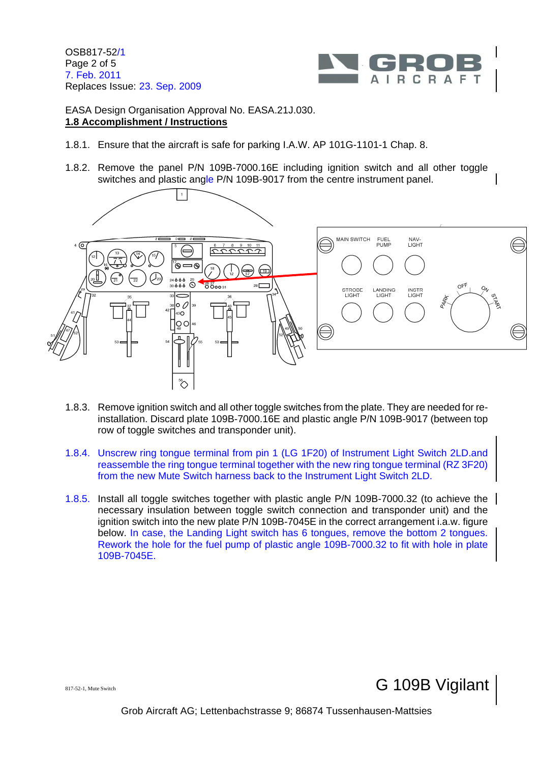EASA Design Organisation Approval No. EASA.21J.030.

**1.8 Accomplishment / Instructions**

1.8.1. Ensure that the aircraft is safe for parking I.A.W. AP 101G-1101-1 Chap. 8.

1.8.2. Remove the panel P/N 109B-7000.16E including ignition switch and all other toggle switches and plastic angle P/N 109B-9017 from the centre instrument panel.

1.8.3. Remove ignition switch and all other toggle switches from the plate. They are needed for re-installation. Discard plate 109B-7000.16E and plastic angle P/N 109B-9017 (between top row of toggle switches and transponder unit).

1.8.4. Unscrew ring tongue terminal from pin 1 (LG 1F20) of Instrument Light Switch 2LD.and reassemble the ring tongue terminal together with the new ring tongue terminal (RZ 3F20) from the new Mute Switch harness back to the Instrument Light Switch 2LD.

1.8.5. Install all toggle switches together with plastic angle P/N 109B-7000.32 (to achieve the necessary insulation between toggle switch connection and transponder unit) and the ignition switch into the new plate P/N 109B-7045E in the correct arrangement i.a.w. figure below. In case, the Landing Light switch has 6 tongues, remove the bottom 2 tongues. Rework the hole for the fuel pump of plastic angle 109B-7000.32 to fit with hole in plate 109B-7045E.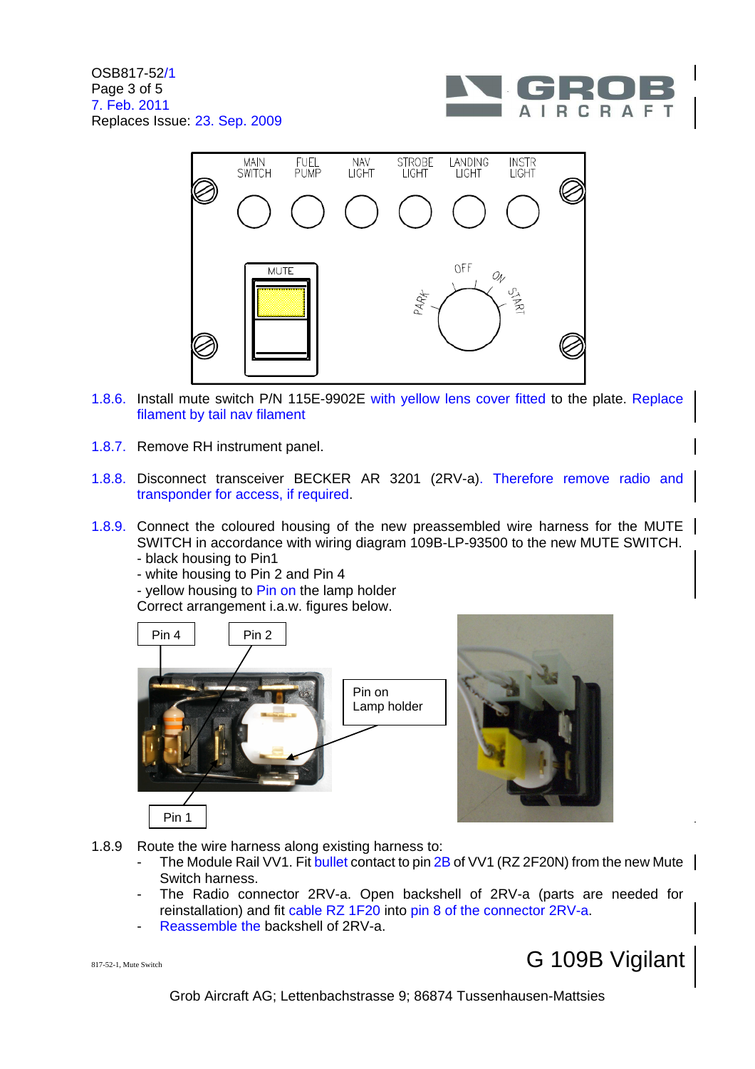1.8.6. Install mute switch P/N 115E-9902E with yellow lens cover fitted to the plate. Replace filament by tail nav filament

1.8.7. Remove RH instrument panel.

1.8.8. Disconnect transceiver BECKER AR 3201 (2RV-a). Therefore remove radio and transponder for access, if required.

1.8.9. Connect the coloured housing of the new preassembled wire harness for the MUTE SWITCH in accordance with wiring diagram 109B-LP-93500 to the new MUTE SWITCH.
- black housing to Pin1
- white housing to Pin 2 and Pin 4
- yellow housing to Pin on the lamp holder

Correct arrangement i.a.w. figures below.

1.8.9 Route the wire harness along existing harness to:

- The Module Rail VV1. Fit bullet contact to pin 2B of VV1 (RZ 2F20N) from the new Mute Switch harness.
- The Radio connector 2RV-a. Open backshell of 2RV-a (parts are needed for reinstallation) and fit cable RZ 1F20 into pin 8 of the connector 2RV-a.
- Reassemble the backshell of 2RV-a.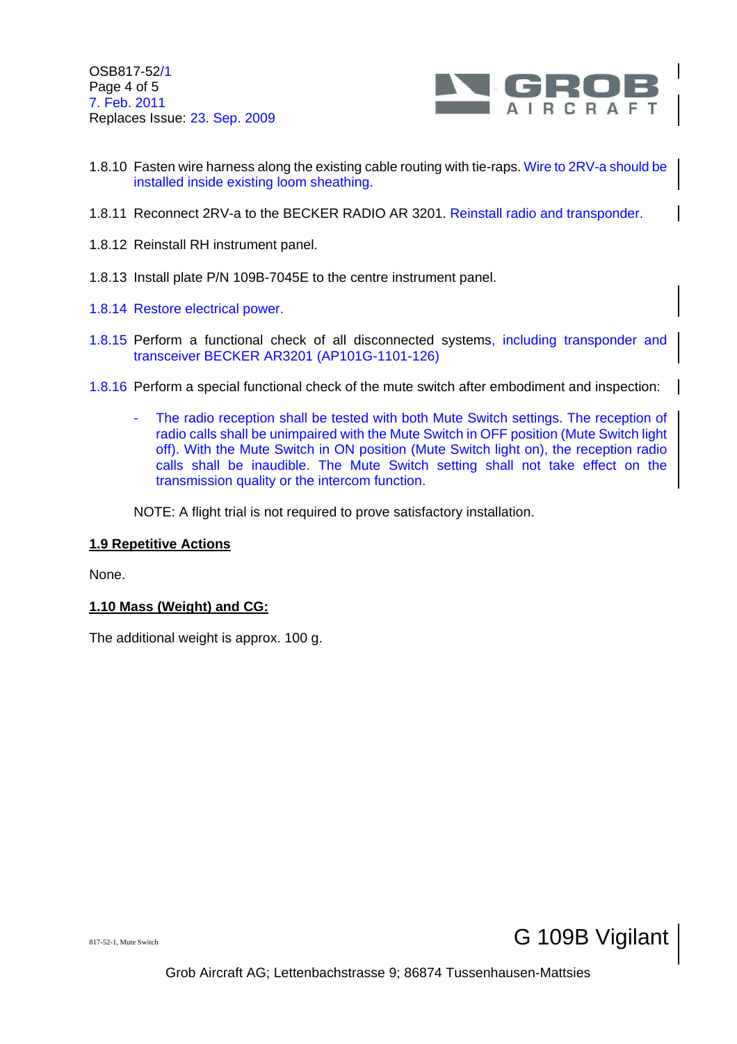1.8.10 Fasten wire harness along the existing cable routing with tie-raps. Wire to 2RV-a should be installed inside existing loom sheathing.

1.8.11 Reconnect 2RV-a to the BECKER RADIO AR 3201. Reinstall radio and transponder.

1.8.12 Reinstall RH instrument panel.

1.8.13 Install plate P/N 109B-7045E to the centre instrument panel.

1.8.14 Restore electrical power.

1.8.15 Perform a functional check of all disconnected systems, including transponder and transceiver BECKER AR3201 (AP101G-1101-126)

1.8.16 Perform a special functional check of the mute switch after embodiment and inspection:

- The radio reception shall be tested with both Mute Switch settings. The reception of radio calls shall be unimpaired with the Mute Switch in OFF position (Mute Switch light off). With the Mute Switch in ON position (Mute Switch light on), the reception radio calls shall be inaudible. The Mute Switch setting shall not take effect on the transmission quality or the intercom function.

NOTE: A flight trial is not required to prove satisfactory installation.

## 1.9 Repetitive Actions

None.

## 1.10 Mass (Weight) and CG:

The additional weight is approx. 100 g.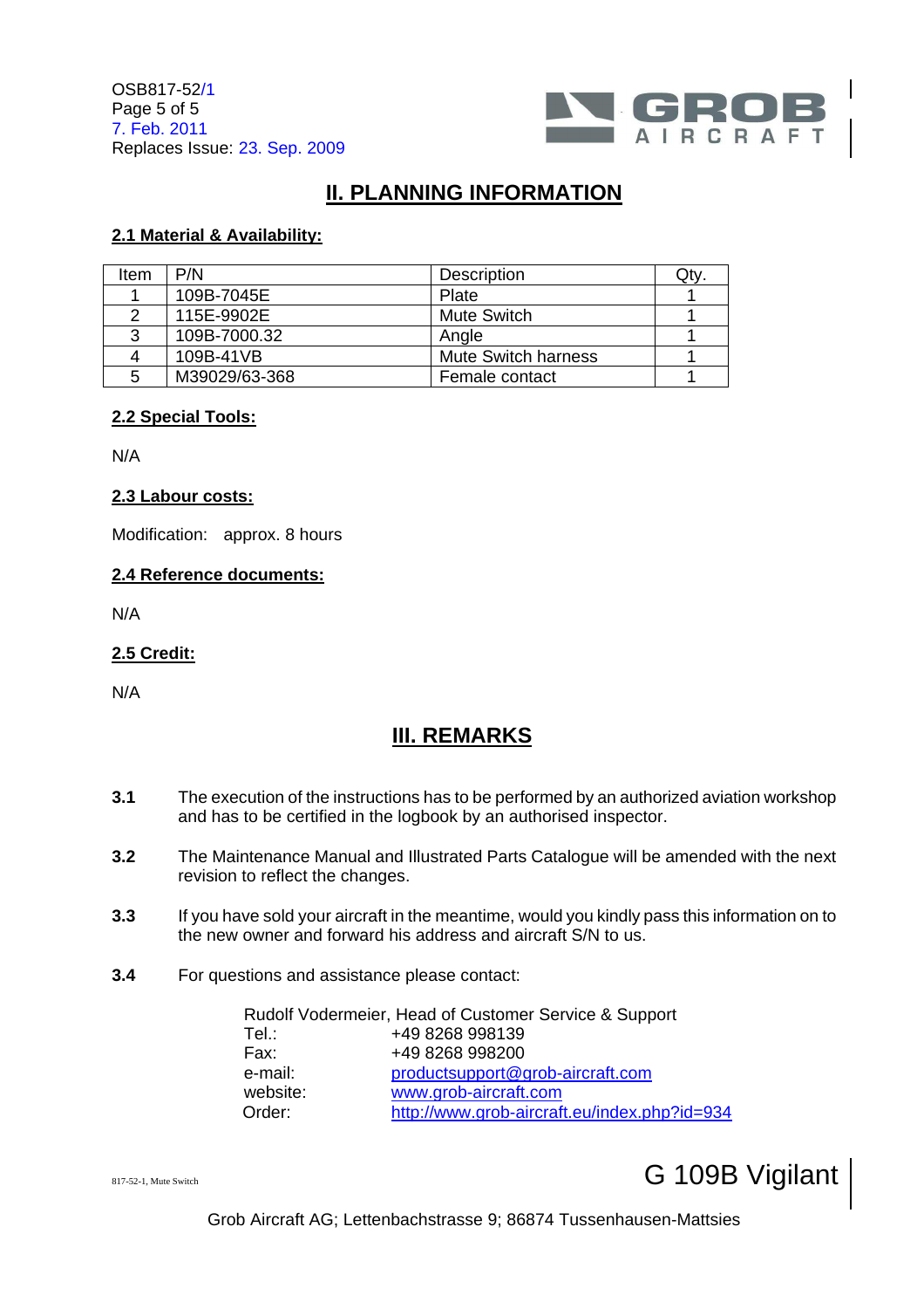## II. PLANNING INFORMATION

### 2.1 Material & Availability:

| Item | P/N | Description | Qty. |
|---|---|---|---|
| 1 | 109B-7045E | Plate | 1 |
| 2 | 115E-9902E | Mute Switch | 1 |
| 3 | 109B-7000.32 | Angle | 1 |
| 4 | 109B-41VB | Mute Switch harness | 1 |
| 5 | M39029/63-368 | Female contact | 1 |

### 2.2 Special Tools:

N/A

### 2.3 Labour costs:

Modification: approx. 8 hours

### 2.4 Reference documents:

N/A

### 2.5 Credit:

N/A

## III. REMARKS

**3.1** The execution of the instructions has to be performed by an authorized aviation workshop and has to be certified in the logbook by an authorised inspector.

**3.2** The Maintenance Manual and Illustrated Parts Catalogue will be amended with the next revision to reflect the changes.

**3.3** If you have sold your aircraft in the meantime, would you kindly pass this information on to the new owner and forward his address and aircraft S/N to us.

**3.4** For questions and assistance please contact:

Rudolf Vodermeier, Head of Customer Service & Support

| | |
|---|---|
| Tel.: | +49 8268 998139 |
| Fax: | +49 8268 998200 |
| e-mail: | productsupport@grob-aircraft.com |
| website: | www.grob-aircraft.com |
| Order: | http://www.grob-aircraft.eu/index.php?id=934 |